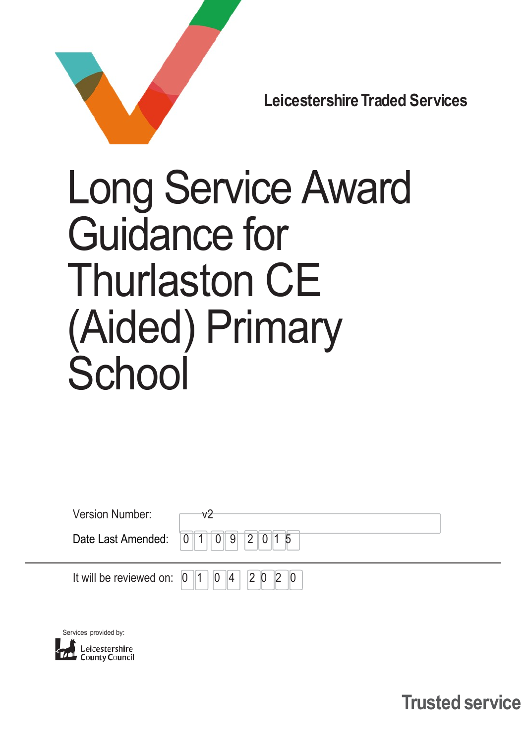Leicestershire Traded Services

# Long Service Award Guidance for Thurlaston CE (Aided) Primary School

Version Number: v2

Date Last Amended: 01 09 2015

It will be reviewed on: 01 04 2020

Services provided by:

Leicestershire County Council

Trusted service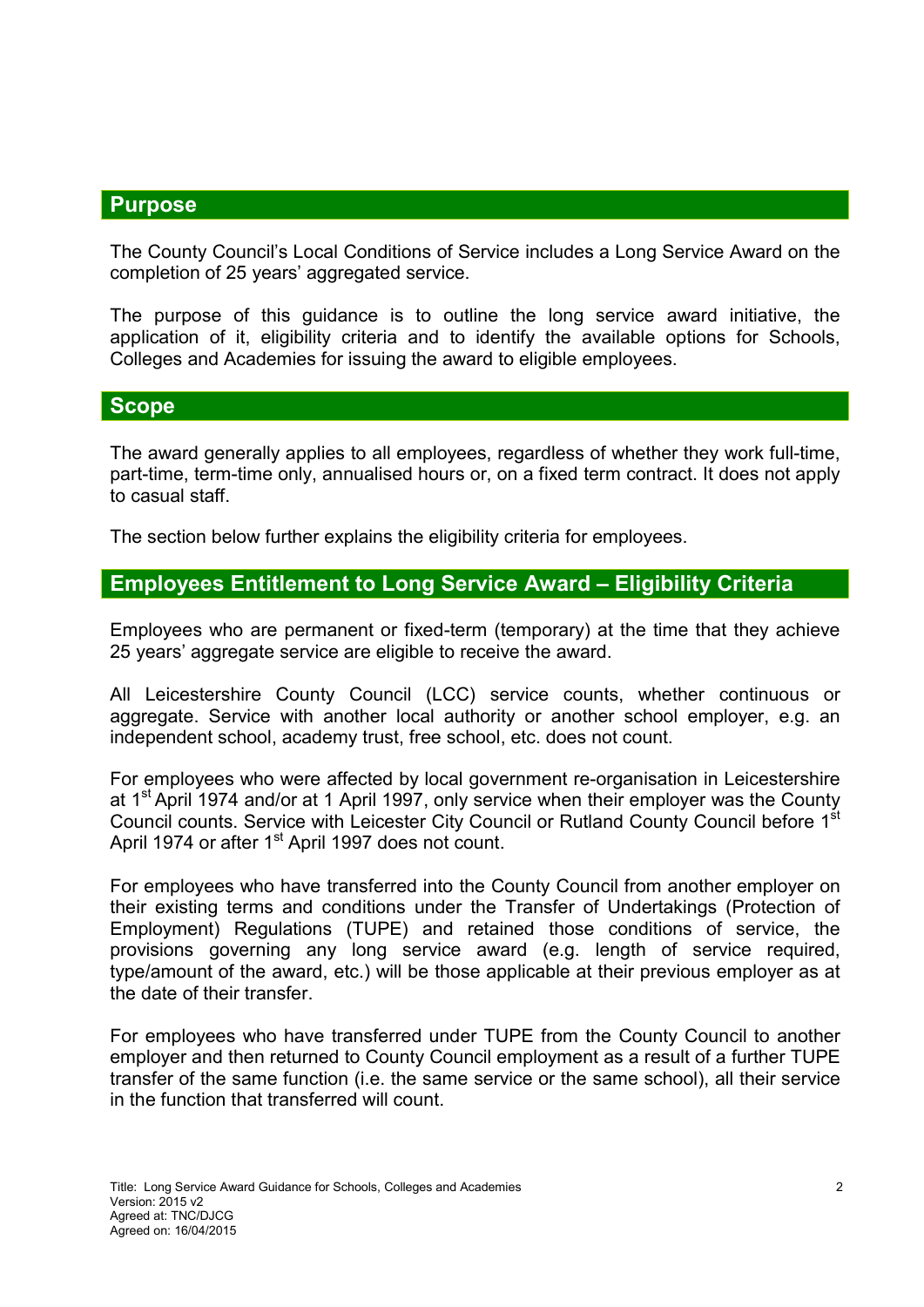## Purpose

The County Council's Local Conditions of Service includes a Long Service Award on the completion of 25 years' aggregated service.

The purpose of this guidance is to outline the long service award initiative, the application of it, eligibility criteria and to identify the available options for Schools, Colleges and Academies for issuing the award to eligible employees.

## Scope

The award generally applies to all employees, regardless of whether they work full-time, part-time, term-time only, annualised hours or, on a fixed term contract. It does not apply to casual staff.

The section below further explains the eligibility criteria for employees.

## Employees Entitlement to Long Service Award – Eligibility Criteria

Employees who are permanent or fixed-term (temporary) at the time that they achieve 25 years' aggregate service are eligible to receive the award.

All Leicestershire County Council (LCC) service counts, whether continuous or aggregate. Service with another local authority or another school employer, e.g. an independent school, academy trust, free school, etc. does not count.

For employees who were affected by local government re-organisation in Leicestershire at 1st April 1974 and/or at 1 April 1997, only service when their employer was the County Council counts. Service with Leicester City Council or Rutland County Council before 1st April 1974 or after 1st April 1997 does not count.

For employees who have transferred into the County Council from another employer on their existing terms and conditions under the Transfer of Undertakings (Protection of Employment) Regulations (TUPE) and retained those conditions of service, the provisions governing any long service award (e.g. length of service required, type/amount of the award, etc.) will be those applicable at their previous employer as at the date of their transfer.

For employees who have transferred under TUPE from the County Council to another employer and then returned to County Council employment as a result of a further TUPE transfer of the same function (i.e. the same service or the same school), all their service in the function that transferred will count.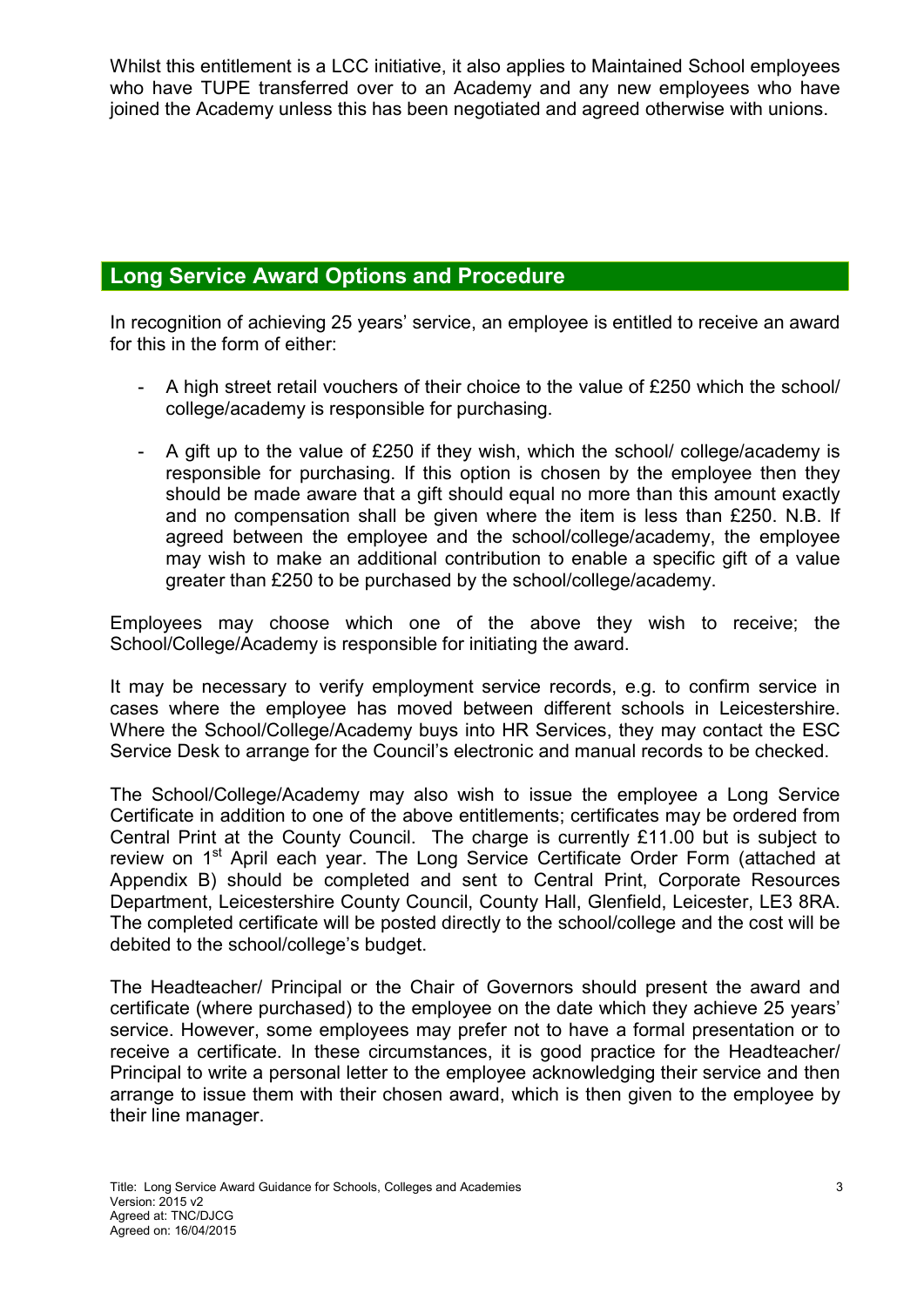Whilst this entitlement is a LCC initiative, it also applies to Maintained School employees who have TUPE transferred over to an Academy and any new employees who have joined the Academy unless this has been negotiated and agreed otherwise with unions.

## Long Service Award Options and Procedure

In recognition of achieving 25 years' service, an employee is entitled to receive an award for this in the form of either:

- A high street retail vouchers of their choice to the value of £250 which the school/ college/academy is responsible for purchasing.
- A gift up to the value of £250 if they wish, which the school/ college/academy is responsible for purchasing. If this option is chosen by the employee then they should be made aware that a gift should equal no more than this amount exactly and no compensation shall be given where the item is less than £250. N.B. If agreed between the employee and the school/college/academy, the employee may wish to make an additional contribution to enable a specific gift of a value greater than £250 to be purchased by the school/college/academy.

Employees may choose which one of the above they wish to receive; the School/College/Academy is responsible for initiating the award.

It may be necessary to verify employment service records, e.g. to confirm service in cases where the employee has moved between different schools in Leicestershire. Where the School/College/Academy buys into HR Services, they may contact the ESC Service Desk to arrange for the Council's electronic and manual records to be checked.

The School/College/Academy may also wish to issue the employee a Long Service Certificate in addition to one of the above entitlements; certificates may be ordered from Central Print at the County Council. The charge is currently £11.00 but is subject to review on 1st April each year. The Long Service Certificate Order Form (attached at Appendix B) should be completed and sent to Central Print, Corporate Resources Department, Leicestershire County Council, County Hall, Glenfield, Leicester, LE3 8RA. The completed certificate will be posted directly to the school/college and the cost will be debited to the school/college's budget.

The Headteacher/ Principal or the Chair of Governors should present the award and certificate (where purchased) to the employee on the date which they achieve 25 years' service. However, some employees may prefer not to have a formal presentation or to receive a certificate. In these circumstances, it is good practice for the Headteacher/ Principal to write a personal letter to the employee acknowledging their service and then arrange to issue them with their chosen award, which is then given to the employee by their line manager.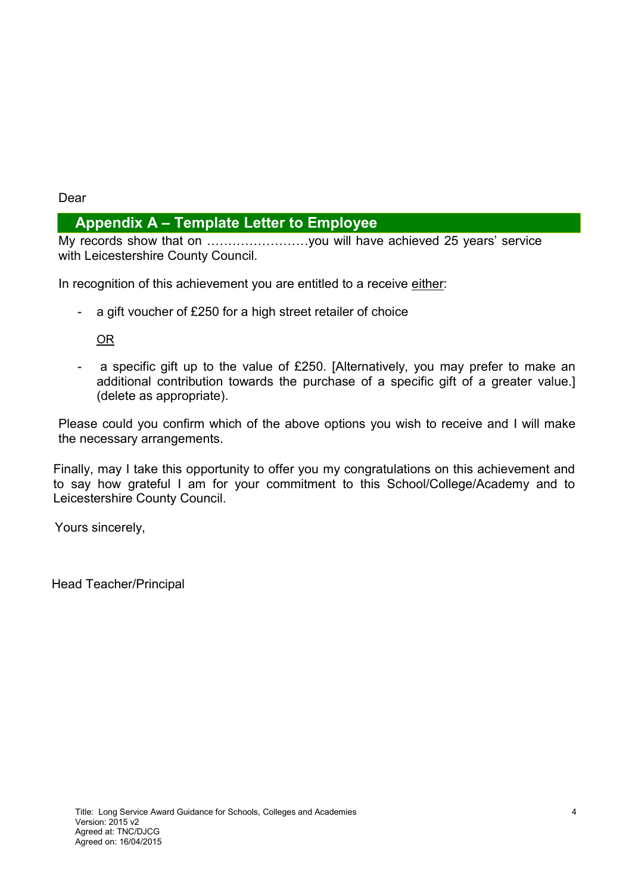Dear

## Appendix A – Template Letter to Employee

My records show that on ……………………you will have achieved 25 years' service with Leicestershire County Council.

In recognition of this achievement you are entitled to a receive either:

- a gift voucher of £250 for a high street retailer of choice

  OR

- a specific gift up to the value of £250. [Alternatively, you may prefer to make an additional contribution towards the purchase of a specific gift of a greater value.] (delete as appropriate).

Please could you confirm which of the above options you wish to receive and I will make the necessary arrangements.

Finally, may I take this opportunity to offer you my congratulations on this achievement and to say how grateful I am for your commitment to this School/College/Academy and to Leicestershire County Council.

Yours sincerely,

Head Teacher/Principal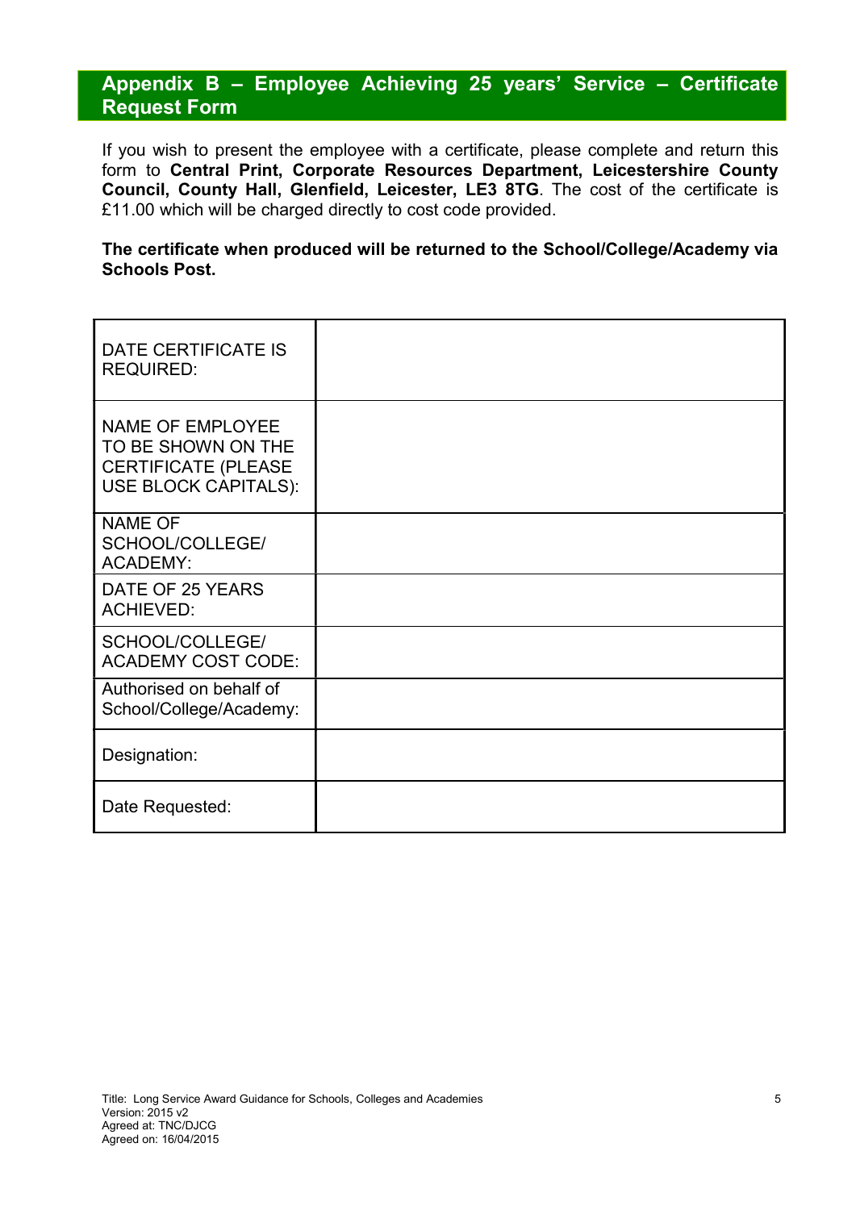## Appendix B – Employee Achieving 25 years' Service – Certificate Request Form

If you wish to present the employee with a certificate, please complete and return this form to **Central Print, Corporate Resources Department, Leicestershire County Council, County Hall, Glenfield, Leicester, LE3 8TG**. The cost of the certificate is £11.00 which will be charged directly to cost code provided.

**The certificate when produced will be returned to the School/College/Academy via Schools Post.**

| | |
|---|---|
| DATE CERTIFICATE IS REQUIRED: | |
| NAME OF EMPLOYEE TO BE SHOWN ON THE CERTIFICATE (PLEASE USE BLOCK CAPITALS): | |
| NAME OF SCHOOL/COLLEGE/ ACADEMY: | |
| DATE OF 25 YEARS ACHIEVED: | |
| SCHOOL/COLLEGE/ ACADEMY COST CODE: | |
| Authorised on behalf of School/College/Academy: | |
| Designation: | |
| Date Requested: | |

Title: Long Service Award Guidance for Schools, Colleges and Academies
Version: 2015 v2
Agreed at: TNC/DJCG
Agreed on: 16/04/2015